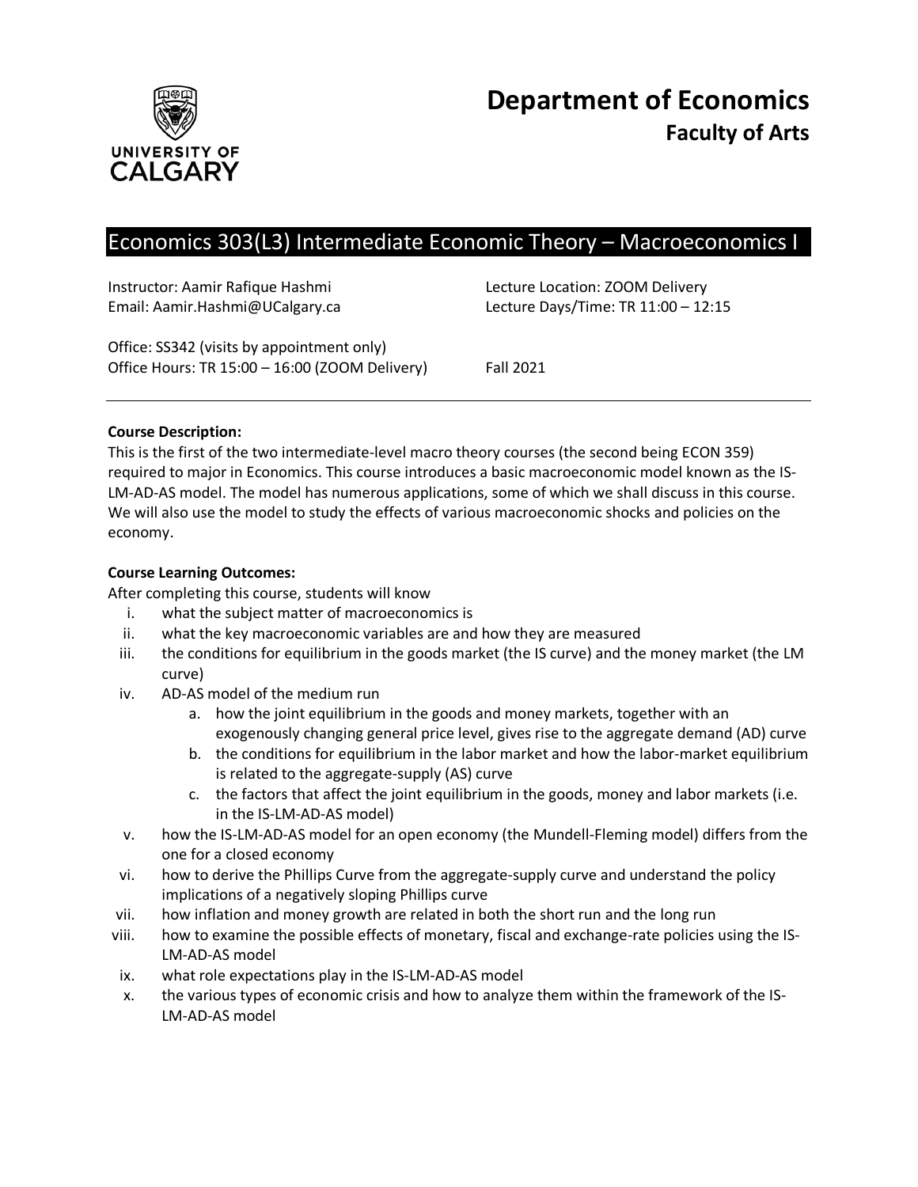# Department of Economics
## Faculty of Arts

## Economics 303(L3) Intermediate Economic Theory – Macroeconomics I

Instructor: Aamir Rafique Hashmi
Email: Aamir.Hashmi@UCalgary.ca

Lecture Location: ZOOM Delivery
Lecture Days/Time: TR 11:00 – 12:15

Office: SS342 (visits by appointment only)
Office Hours: TR 15:00 – 16:00 (ZOOM Delivery)

Fall 2021

---

**Course Description:**
This is the first of the two intermediate-level macro theory courses (the second being ECON 359) required to major in Economics. This course introduces a basic macroeconomic model known as the IS-LM-AD-AS model. The model has numerous applications, some of which we shall discuss in this course. We will also use the model to study the effects of various macroeconomic shocks and policies on the economy.

**Course Learning Outcomes:**
After completing this course, students will know

i. what the subject matter of macroeconomics is
ii. what the key macroeconomic variables are and how they are measured
iii. the conditions for equilibrium in the goods market (the IS curve) and the money market (the LM curve)
iv. AD-AS model of the medium run
   a. how the joint equilibrium in the goods and money markets, together with an exogenously changing general price level, gives rise to the aggregate demand (AD) curve
   b. the conditions for equilibrium in the labor market and how the labor-market equilibrium is related to the aggregate-supply (AS) curve
   c. the factors that affect the joint equilibrium in the goods, money and labor markets (i.e. in the IS-LM-AD-AS model)
v. how the IS-LM-AD-AS model for an open economy (the Mundell-Fleming model) differs from the one for a closed economy
vi. how to derive the Phillips Curve from the aggregate-supply curve and understand the policy implications of a negatively sloping Phillips curve
vii. how inflation and money growth are related in both the short run and the long run
viii. how to examine the possible effects of monetary, fiscal and exchange-rate policies using the IS-LM-AD-AS model
ix. what role expectations play in the IS-LM-AD-AS model
x. the various types of economic crisis and how to analyze them within the framework of the IS-LM-AD-AS model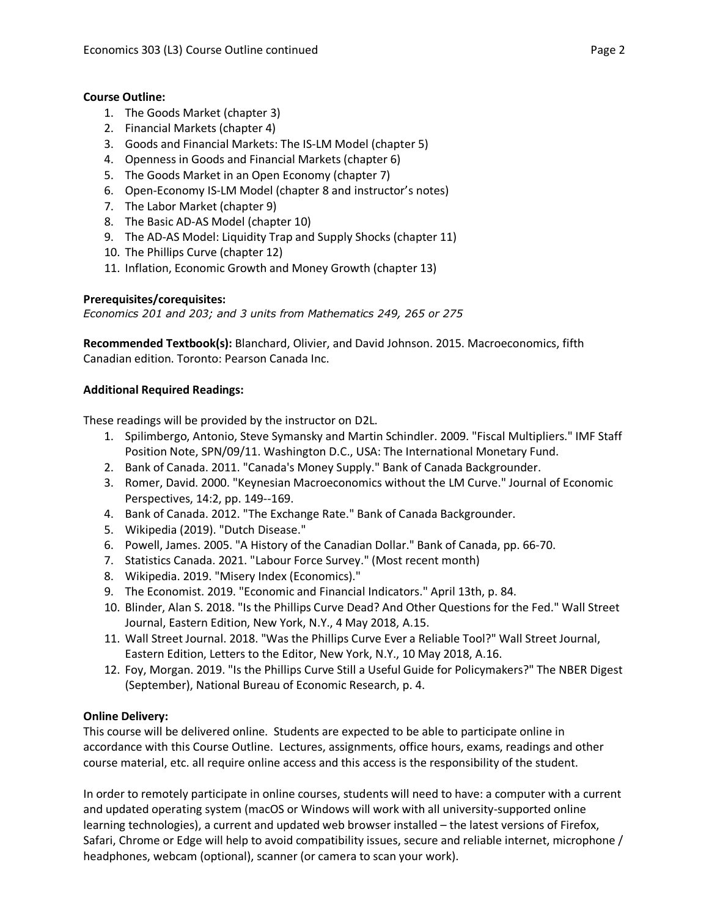**Course Outline:**

1. The Goods Market (chapter 3)
2. Financial Markets (chapter 4)
3. Goods and Financial Markets: The IS-LM Model (chapter 5)
4. Openness in Goods and Financial Markets (chapter 6)
5. The Goods Market in an Open Economy (chapter 7)
6. Open-Economy IS-LM Model (chapter 8 and instructor's notes)
7. The Labor Market (chapter 9)
8. The Basic AD-AS Model (chapter 10)
9. The AD-AS Model: Liquidity Trap and Supply Shocks (chapter 11)
10. The Phillips Curve (chapter 12)
11. Inflation, Economic Growth and Money Growth (chapter 13)

**Prerequisites/corequisites:**
*Economics 201 and 203; and 3 units from Mathematics 249, 265 or 275*

**Recommended Textbook(s):** Blanchard, Olivier, and David Johnson. 2015. Macroeconomics, fifth Canadian edition. Toronto: Pearson Canada Inc.

**Additional Required Readings:**

These readings will be provided by the instructor on D2L.

1. Spilimbergo, Antonio, Steve Symansky and Martin Schindler. 2009. "Fiscal Multipliers." IMF Staff Position Note, SPN/09/11. Washington D.C., USA: The International Monetary Fund.
2. Bank of Canada. 2011. "Canada's Money Supply." Bank of Canada Backgrounder.
3. Romer, David. 2000. "Keynesian Macroeconomics without the LM Curve." Journal of Economic Perspectives, 14:2, pp. 149--169.
4. Bank of Canada. 2012. "The Exchange Rate." Bank of Canada Backgrounder.
5. Wikipedia (2019). "Dutch Disease."
6. Powell, James. 2005. "A History of the Canadian Dollar." Bank of Canada, pp. 66-70.
7. Statistics Canada. 2021. "Labour Force Survey." (Most recent month)
8. Wikipedia. 2019. "Misery Index (Economics)."
9. The Economist. 2019. "Economic and Financial Indicators." April 13th, p. 84.
10. Blinder, Alan S. 2018. "Is the Phillips Curve Dead? And Other Questions for the Fed." Wall Street Journal, Eastern Edition, New York, N.Y., 4 May 2018, A.15.
11. Wall Street Journal. 2018. "Was the Phillips Curve Ever a Reliable Tool?" Wall Street Journal, Eastern Edition, Letters to the Editor, New York, N.Y., 10 May 2018, A.16.
12. Foy, Morgan. 2019. "Is the Phillips Curve Still a Useful Guide for Policymakers?" The NBER Digest (September), National Bureau of Economic Research, p. 4.

**Online Delivery:**
This course will be delivered online. Students are expected to be able to participate online in accordance with this Course Outline. Lectures, assignments, office hours, exams, readings and other course material, etc. all require online access and this access is the responsibility of the student.

In order to remotely participate in online courses, students will need to have: a computer with a current and updated operating system (macOS or Windows will work with all university-supported online learning technologies), a current and updated web browser installed – the latest versions of Firefox, Safari, Chrome or Edge will help to avoid compatibility issues, secure and reliable internet, microphone / headphones, webcam (optional), scanner (or camera to scan your work).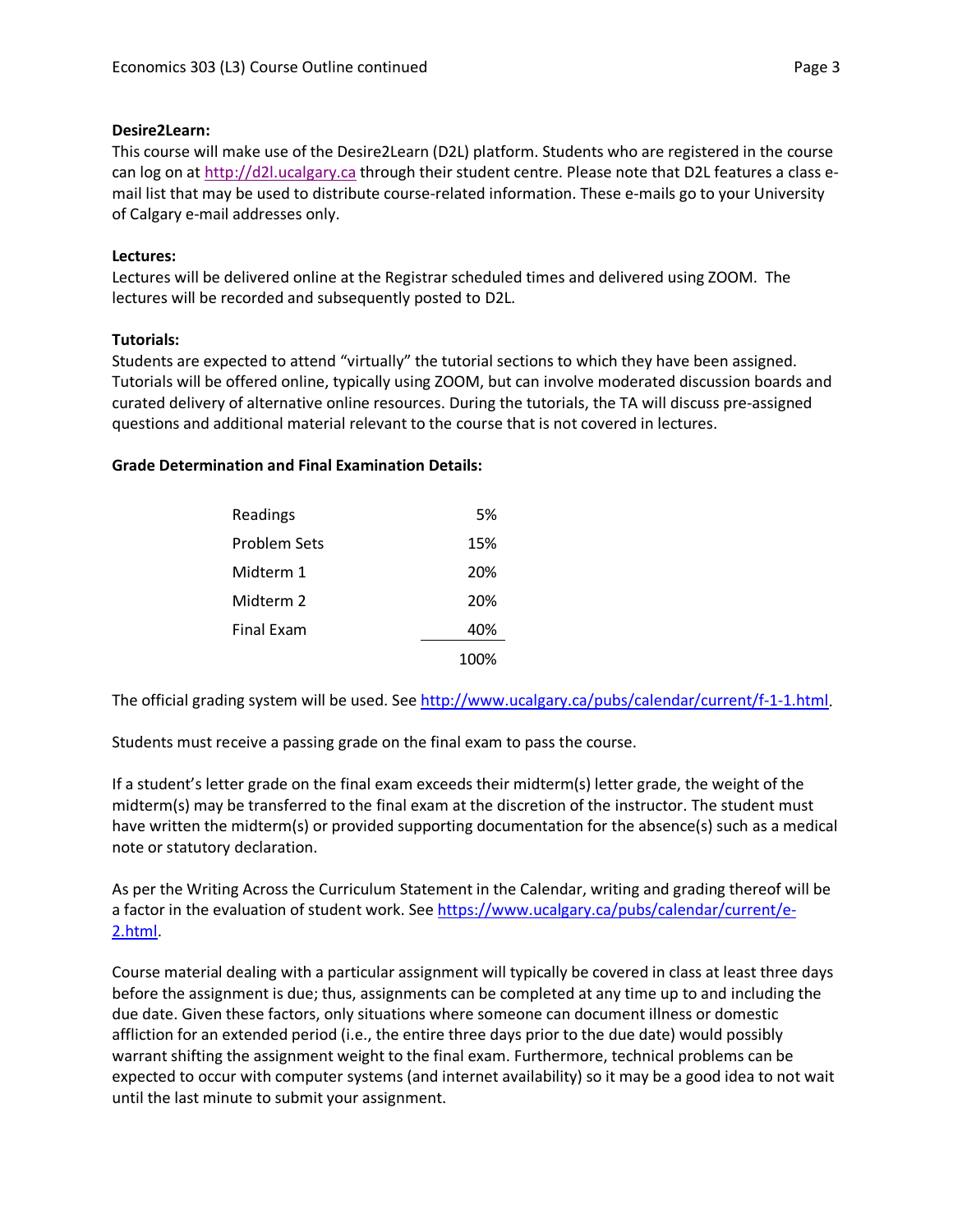**Desire2Learn:**

This course will make use of the Desire2Learn (D2L) platform. Students who are registered in the course can log on at http://d2l.ucalgary.ca through their student centre. Please note that D2L features a class e-mail list that may be used to distribute course-related information. These e-mails go to your University of Calgary e-mail addresses only.

**Lectures:**

Lectures will be delivered online at the Registrar scheduled times and delivered using ZOOM. The lectures will be recorded and subsequently posted to D2L.

**Tutorials:**

Students are expected to attend "virtually" the tutorial sections to which they have been assigned. Tutorials will be offered online, typically using ZOOM, but can involve moderated discussion boards and curated delivery of alternative online resources. During the tutorials, the TA will discuss pre-assigned questions and additional material relevant to the course that is not covered in lectures.

**Grade Determination and Final Examination Details:**

| | |
|---|---|
| Readings | 5% |
| Problem Sets | 15% |
| Midterm 1 | 20% |
| Midterm 2 | 20% |
| Final Exam | 40% |
| | 100% |

The official grading system will be used. See http://www.ucalgary.ca/pubs/calendar/current/f-1-1.html.

Students must receive a passing grade on the final exam to pass the course.

If a student's letter grade on the final exam exceeds their midterm(s) letter grade, the weight of the midterm(s) may be transferred to the final exam at the discretion of the instructor. The student must have written the midterm(s) or provided supporting documentation for the absence(s) such as a medical note or statutory declaration.

As per the Writing Across the Curriculum Statement in the Calendar, writing and grading thereof will be a factor in the evaluation of student work. See https://www.ucalgary.ca/pubs/calendar/current/e-2.html.

Course material dealing with a particular assignment will typically be covered in class at least three days before the assignment is due; thus, assignments can be completed at any time up to and including the due date. Given these factors, only situations where someone can document illness or domestic affliction for an extended period (i.e., the entire three days prior to the due date) would possibly warrant shifting the assignment weight to the final exam. Furthermore, technical problems can be expected to occur with computer systems (and internet availability) so it may be a good idea to not wait until the last minute to submit your assignment.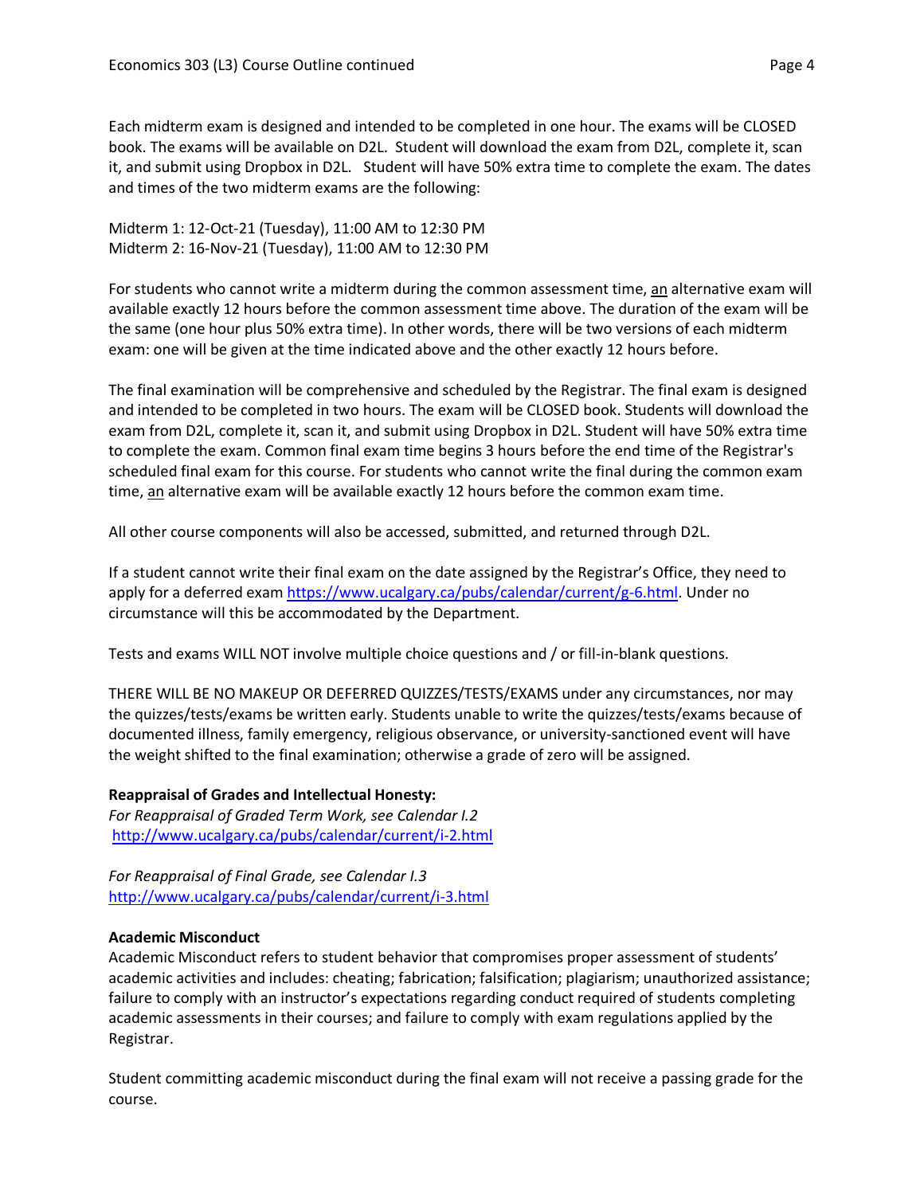Each midterm exam is designed and intended to be completed in one hour. The exams will be CLOSED book. The exams will be available on D2L. Student will download the exam from D2L, complete it, scan it, and submit using Dropbox in D2L. Student will have 50% extra time to complete the exam. The dates and times of the two midterm exams are the following:

Midterm 1: 12-Oct-21 (Tuesday), 11:00 AM to 12:30 PM
Midterm 2: 16-Nov-21 (Tuesday), 11:00 AM to 12:30 PM

For students who cannot write a midterm during the common assessment time, an alternative exam will available exactly 12 hours before the common assessment time above. The duration of the exam will be the same (one hour plus 50% extra time). In other words, there will be two versions of each midterm exam: one will be given at the time indicated above and the other exactly 12 hours before.

The final examination will be comprehensive and scheduled by the Registrar. The final exam is designed and intended to be completed in two hours. The exam will be CLOSED book. Students will download the exam from D2L, complete it, scan it, and submit using Dropbox in D2L. Student will have 50% extra time to complete the exam. Common final exam time begins 3 hours before the end time of the Registrar's scheduled final exam for this course. For students who cannot write the final during the common exam time, an alternative exam will be available exactly 12 hours before the common exam time.

All other course components will also be accessed, submitted, and returned through D2L.

If a student cannot write their final exam on the date assigned by the Registrar's Office, they need to apply for a deferred exam https://www.ucalgary.ca/pubs/calendar/current/g-6.html. Under no circumstance will this be accommodated by the Department.

Tests and exams WILL NOT involve multiple choice questions and / or fill-in-blank questions.

THERE WILL BE NO MAKEUP OR DEFERRED QUIZZES/TESTS/EXAMS under any circumstances, nor may the quizzes/tests/exams be written early. Students unable to write the quizzes/tests/exams because of documented illness, family emergency, religious observance, or university-sanctioned event will have the weight shifted to the final examination; otherwise a grade of zero will be assigned.

**Reappraisal of Grades and Intellectual Honesty:**
*For Reappraisal of Graded Term Work, see Calendar I.2*
http://www.ucalgary.ca/pubs/calendar/current/i-2.html

*For Reappraisal of Final Grade, see Calendar I.3*
http://www.ucalgary.ca/pubs/calendar/current/i-3.html

**Academic Misconduct**
Academic Misconduct refers to student behavior that compromises proper assessment of students' academic activities and includes: cheating; fabrication; falsification; plagiarism; unauthorized assistance; failure to comply with an instructor's expectations regarding conduct required of students completing academic assessments in their courses; and failure to comply with exam regulations applied by the Registrar.

Student committing academic misconduct during the final exam will not receive a passing grade for the course.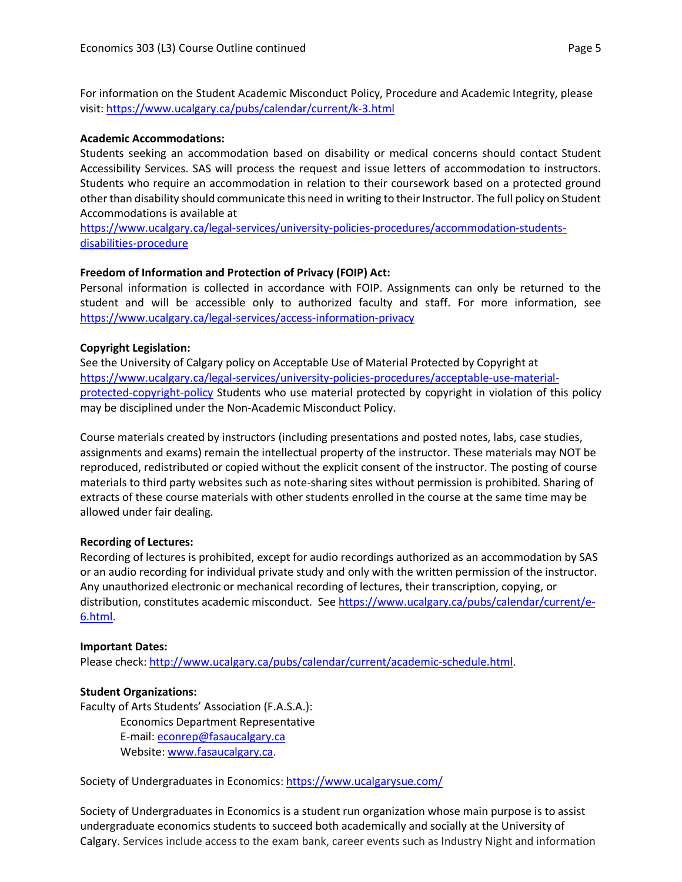For information on the Student Academic Misconduct Policy, Procedure and Academic Integrity, please visit: https://www.ucalgary.ca/pubs/calendar/current/k-3.html

**Academic Accommodations:**
Students seeking an accommodation based on disability or medical concerns should contact Student Accessibility Services. SAS will process the request and issue letters of accommodation to instructors. Students who require an accommodation in relation to their coursework based on a protected ground other than disability should communicate this need in writing to their Instructor. The full policy on Student Accommodations is available at
https://www.ucalgary.ca/legal-services/university-policies-procedures/accommodation-students-disabilities-procedure

**Freedom of Information and Protection of Privacy (FOIP) Act:**
Personal information is collected in accordance with FOIP. Assignments can only be returned to the student and will be accessible only to authorized faculty and staff. For more information, see https://www.ucalgary.ca/legal-services/access-information-privacy

**Copyright Legislation:**
See the University of Calgary policy on Acceptable Use of Material Protected by Copyright at https://www.ucalgary.ca/legal-services/university-policies-procedures/acceptable-use-material-protected-copyright-policy Students who use material protected by copyright in violation of this policy may be disciplined under the Non-Academic Misconduct Policy.

Course materials created by instructors (including presentations and posted notes, labs, case studies, assignments and exams) remain the intellectual property of the instructor. These materials may NOT be reproduced, redistributed or copied without the explicit consent of the instructor. The posting of course materials to third party websites such as note-sharing sites without permission is prohibited. Sharing of extracts of these course materials with other students enrolled in the course at the same time may be allowed under fair dealing.

**Recording of Lectures:**
Recording of lectures is prohibited, except for audio recordings authorized as an accommodation by SAS or an audio recording for individual private study and only with the written permission of the instructor. Any unauthorized electronic or mechanical recording of lectures, their transcription, copying, or distribution, constitutes academic misconduct. See https://www.ucalgary.ca/pubs/calendar/current/e-6.html.

**Important Dates:**
Please check: http://www.ucalgary.ca/pubs/calendar/current/academic-schedule.html.

**Student Organizations:**
Faculty of Arts Students' Association (F.A.S.A.):

Economics Department Representative
E-mail: econrep@fasaucalgary.ca
Website: www.fasaucalgary.ca.

Society of Undergraduates in Economics: https://www.ucalgarysue.com/

Society of Undergraduates in Economics is a student run organization whose main purpose is to assist undergraduate economics students to succeed both academically and socially at the University of Calgary. Services include access to the exam bank, career events such as Industry Night and information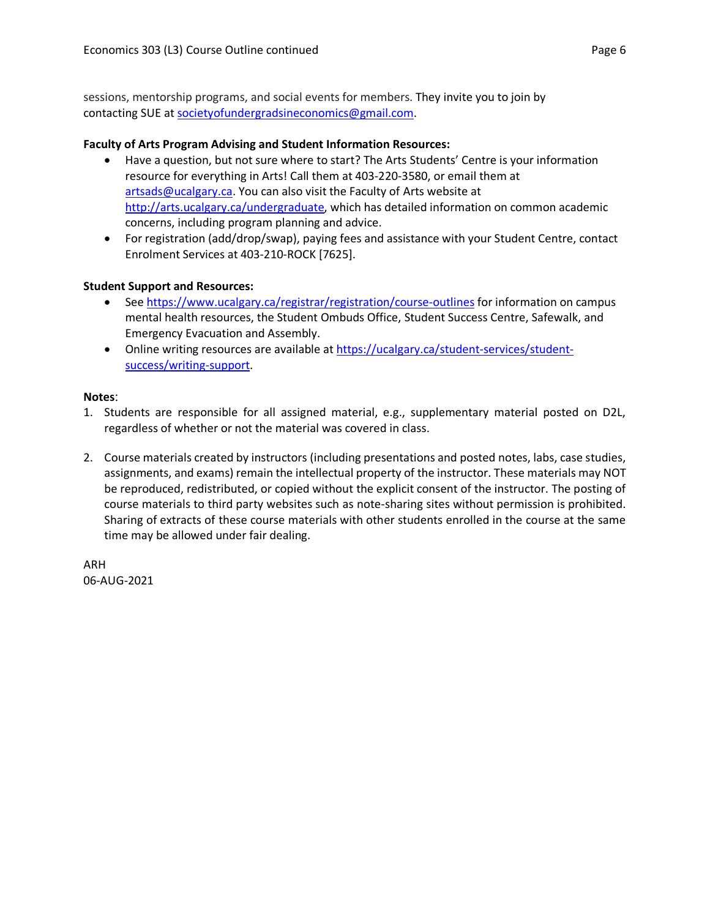sessions, mentorship programs, and social events for members. They invite you to join by contacting SUE at societyofundergradsineconomics@gmail.com.

**Faculty of Arts Program Advising and Student Information Resources:**

- Have a question, but not sure where to start? The Arts Students' Centre is your information resource for everything in Arts! Call them at 403-220-3580, or email them at artsads@ucalgary.ca. You can also visit the Faculty of Arts website at http://arts.ucalgary.ca/undergraduate, which has detailed information on common academic concerns, including program planning and advice.
- For registration (add/drop/swap), paying fees and assistance with your Student Centre, contact Enrolment Services at 403-210-ROCK [7625].

**Student Support and Resources:**

- See https://www.ucalgary.ca/registrar/registration/course-outlines for information on campus mental health resources, the Student Ombuds Office, Student Success Centre, Safewalk, and Emergency Evacuation and Assembly.
- Online writing resources are available at https://ucalgary.ca/student-services/student-success/writing-support.

**Notes**:

1. Students are responsible for all assigned material, e.g., supplementary material posted on D2L, regardless of whether or not the material was covered in class.

2. Course materials created by instructors (including presentations and posted notes, labs, case studies, assignments, and exams) remain the intellectual property of the instructor. These materials may NOT be reproduced, redistributed, or copied without the explicit consent of the instructor. The posting of course materials to third party websites such as note-sharing sites without permission is prohibited. Sharing of extracts of these course materials with other students enrolled in the course at the same time may be allowed under fair dealing.

ARH
06-AUG-2021